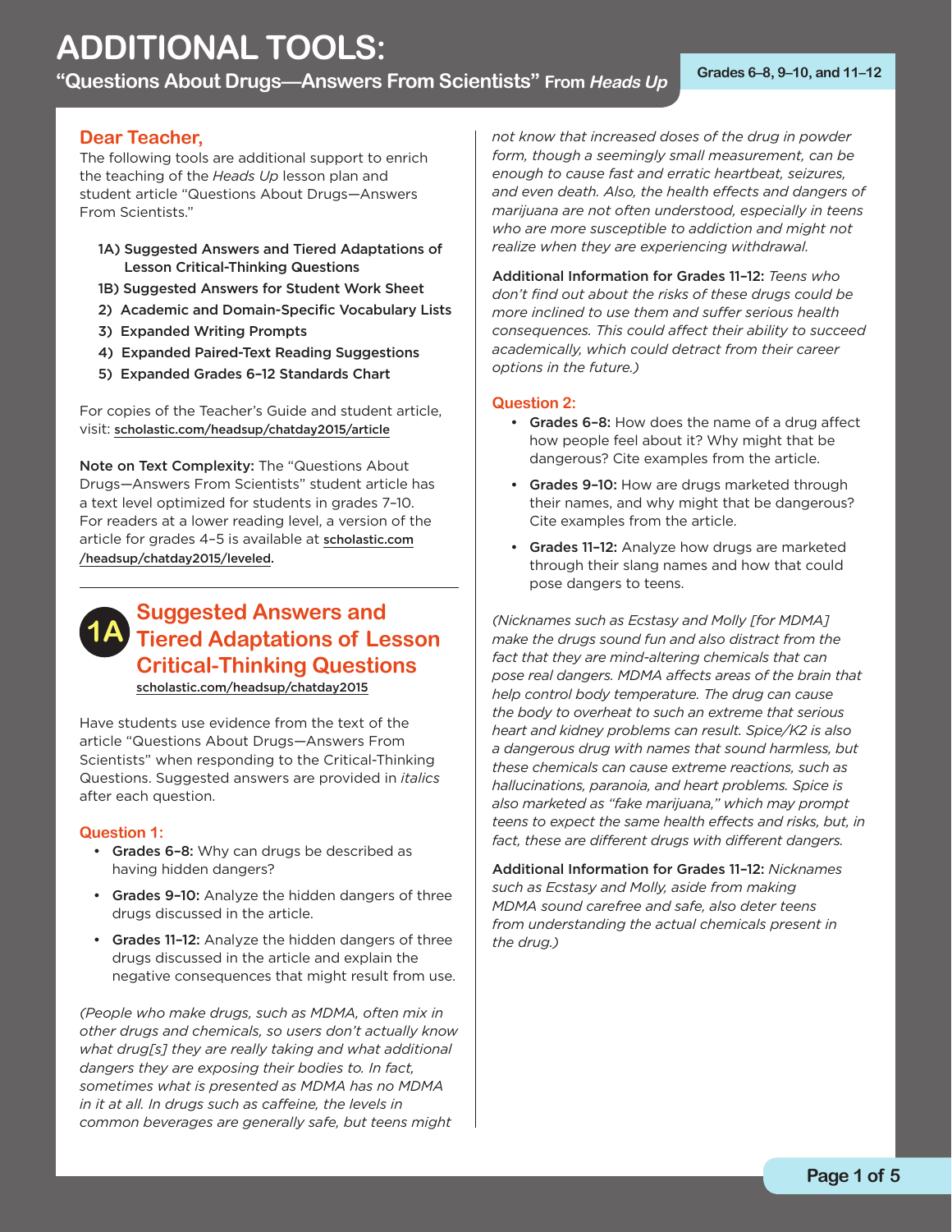# ADDITIONAL TOOLS:

## "Questions About Drugs—Answers From Scientists" From *Heads Up*

Grades 6–8, 9–10, and 11–12

### Dear Teacher,

The following tools are additional support to enrich the teaching of the *Heads Up* lesson plan and student article "Questions About Drugs—Answers From Scientists."

1A) Suggested Answers and Tiered Adaptations of Lesson Critical-Thinking Questions
1B) Suggested Answers for Student Work Sheet
2) Academic and Domain-Specific Vocabulary Lists
3) Expanded Writing Prompts
4) Expanded Paired-Text Reading Suggestions
5) Expanded Grades 6–12 Standards Chart

For copies of the Teacher's Guide and student article, visit: scholastic.com/headsup/chatday2015/article

**Note on Text Complexity:** The "Questions About Drugs—Answers From Scientists" student article has a text level optimized for students in grades 7–10. For readers at a lower reading level, a version of the article for grades 4–5 is available at scholastic.com/headsup/chatday2015/leveled.

## 1A Suggested Answers and Tiered Adaptations of Lesson Critical-Thinking Questions

scholastic.com/headsup/chatday2015

Have students use evidence from the text of the article "Questions About Drugs—Answers From Scientists" when responding to the Critical-Thinking Questions. Suggested answers are provided in *italics* after each question.

### Question 1:

- **Grades 6–8:** Why can drugs be described as having hidden dangers?
- **Grades 9–10:** Analyze the hidden dangers of three drugs discussed in the article.
- **Grades 11–12:** Analyze the hidden dangers of three drugs discussed in the article and explain the negative consequences that might result from use.

*(People who make drugs, such as MDMA, often mix in other drugs and chemicals, so users don't actually know what drug[s] they are really taking and what additional dangers they are exposing their bodies to. In fact, sometimes what is presented as MDMA has no MDMA in it at all. In drugs such as caffeine, the levels in common beverages are generally safe, but teens might not know that increased doses of the drug in powder form, though a seemingly small measurement, can be enough to cause fast and erratic heartbeat, seizures, and even death. Also, the health effects and dangers of marijuana are not often understood, especially in teens who are more susceptible to addiction and might not realize when they are experiencing withdrawal.*

**Additional Information for Grades 11–12:** *Teens who don't find out about the risks of these drugs could be more inclined to use them and suffer serious health consequences. This could affect their ability to succeed academically, which could detract from their career options in the future.)*

### Question 2:

- **Grades 6–8:** How does the name of a drug affect how people feel about it? Why might that be dangerous? Cite examples from the article.
- **Grades 9–10:** How are drugs marketed through their names, and why might that be dangerous? Cite examples from the article.
- **Grades 11–12:** Analyze how drugs are marketed through their slang names and how that could pose dangers to teens.

*(Nicknames such as Ecstasy and Molly [for MDMA] make the drugs sound fun and also distract from the fact that they are mind-altering chemicals that can pose real dangers. MDMA affects areas of the brain that help control body temperature. The drug can cause the body to overheat to such an extreme that serious heart and kidney problems can result. Spice/K2 is also a dangerous drug with names that sound harmless, but these chemicals can cause extreme reactions, such as hallucinations, paranoia, and heart problems. Spice is also marketed as "fake marijuana," which may prompt teens to expect the same health effects and risks, but, in fact, these are different drugs with different dangers.*

**Additional Information for Grades 11–12:** *Nicknames such as Ecstasy and Molly, aside from making MDMA sound carefree and safe, also deter teens from understanding the actual chemicals present in the drug.)*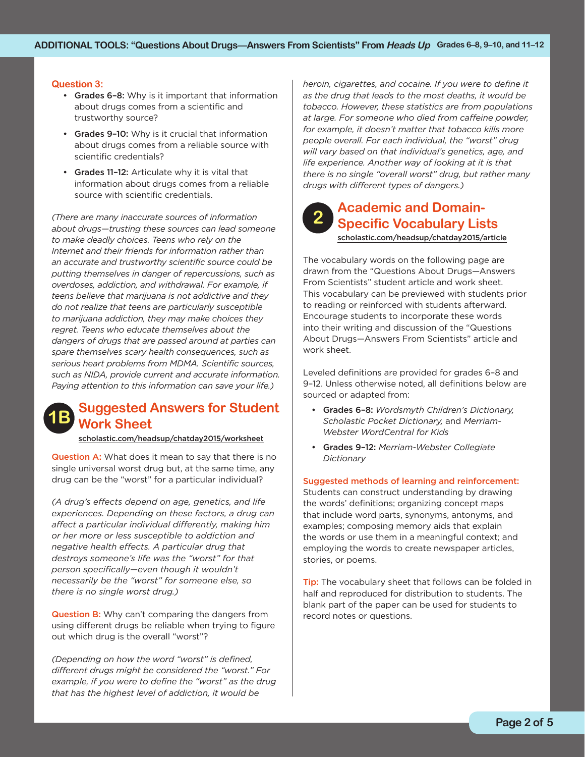**Question 3:**

- **Grades 6–8:** Why is it important that information about drugs comes from a scientific and trustworthy source?
- **Grades 9–10:** Why is it crucial that information about drugs comes from a reliable source with scientific credentials?
- **Grades 11–12:** Articulate why it is vital that information about drugs comes from a reliable source with scientific credentials.

*(There are many inaccurate sources of information about drugs—trusting these sources can lead someone to make deadly choices. Teens who rely on the Internet and their friends for information rather than an accurate and trustworthy scientific source could be putting themselves in danger of repercussions, such as overdoses, addiction, and withdrawal. For example, if teens believe that marijuana is not addictive and they do not realize that teens are particularly susceptible to marijuana addiction, they may make choices they regret. Teens who educate themselves about the dangers of drugs that are passed around at parties can spare themselves scary health consequences, such as serious heart problems from MDMA. Scientific sources, such as NIDA, provide current and accurate information. Paying attention to this information can save your life.)*

## 1B Suggested Answers for Student Work Sheet

scholastic.com/headsup/chatday2015/worksheet

**Question A:** What does it mean to say that there is no single universal worst drug but, at the same time, any drug can be the "worst" for a particular individual?

*(A drug's effects depend on age, genetics, and life experiences. Depending on these factors, a drug can affect a particular individual differently, making him or her more or less susceptible to addiction and negative health effects. A particular drug that destroys someone's life was the "worst" for that person specifically—even though it wouldn't necessarily be the "worst" for someone else, so there is no single worst drug.)*

**Question B:** Why can't comparing the dangers from using different drugs be reliable when trying to figure out which drug is the overall "worst"?

*(Depending on how the word "worst" is defined, different drugs might be considered the "worst." For example, if you were to define the "worst" as the drug that has the highest level of addiction, it would be heroin, cigarettes, and cocaine. If you were to define it as the drug that leads to the most deaths, it would be tobacco. However, these statistics are from populations at large. For someone who died from caffeine powder, for example, it doesn't matter that tobacco kills more people overall. For each individual, the "worst" drug will vary based on that individual's genetics, age, and life experience. Another way of looking at it is that there is no single "overall worst" drug, but rather many drugs with different types of dangers.)*

## 2 Academic and Domain-Specific Vocabulary Lists

scholastic.com/headsup/chatday2015/article

The vocabulary words on the following page are drawn from the "Questions About Drugs—Answers From Scientists" student article and work sheet. This vocabulary can be previewed with students prior to reading or reinforced with students afterward. Encourage students to incorporate these words into their writing and discussion of the "Questions About Drugs—Answers From Scientists" article and work sheet.

Leveled definitions are provided for grades 6–8 and 9–12. Unless otherwise noted, all definitions below are sourced or adapted from:

- **Grades 6–8:** *Wordsmyth Children's Dictionary, Scholastic Pocket Dictionary,* and *Merriam-Webster WordCentral for Kids*
- **Grades 9–12:** *Merriam-Webster Collegiate Dictionary*

**Suggested methods of learning and reinforcement:** Students can construct understanding by drawing the words' definitions; organizing concept maps that include word parts, synonyms, antonyms, and examples; composing memory aids that explain the words or use them in a meaningful context; and employing the words to create newspaper articles, stories, or poems.

**Tip:** The vocabulary sheet that follows can be folded in half and reproduced for distribution to students. The blank part of the paper can be used for students to record notes or questions.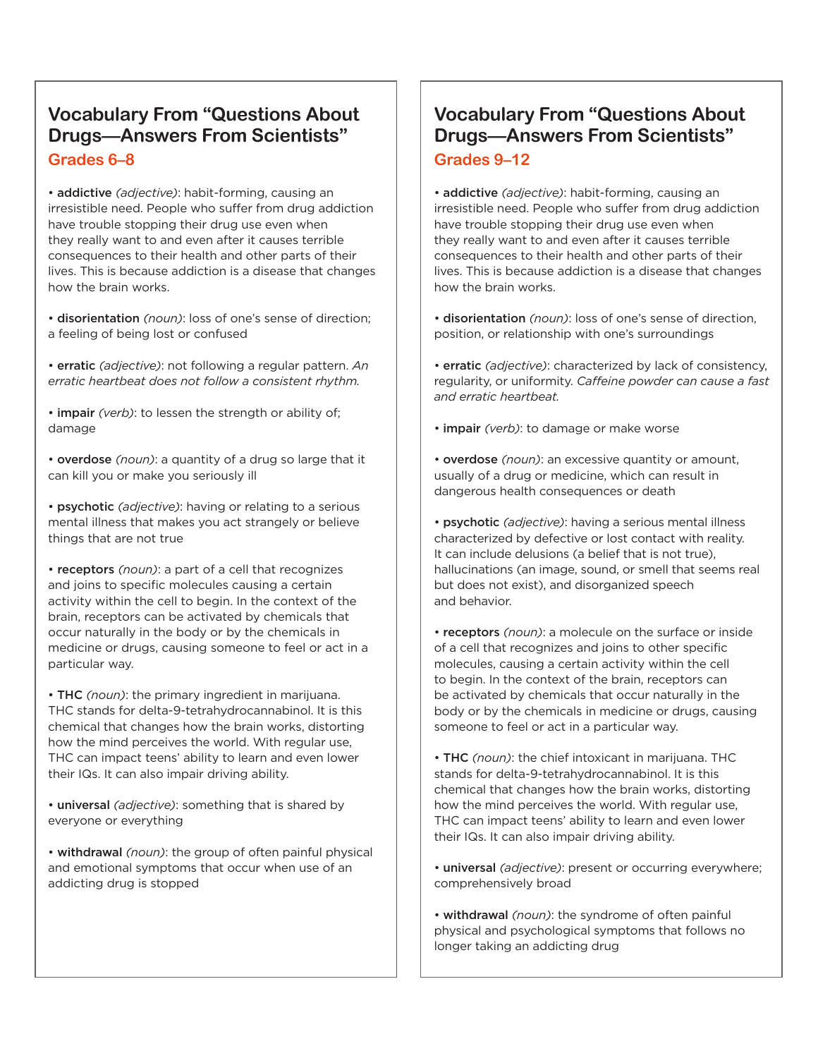## Vocabulary From "Questions About Drugs—Answers From Scientists"

### Grades 6–8

- **addictive** *(adjective)*: habit-forming, causing an irresistible need. People who suffer from drug addiction have trouble stopping their drug use even when they really want to and even after it causes terrible consequences to their health and other parts of their lives. This is because addiction is a disease that changes how the brain works.

- **disorientation** *(noun)*: loss of one's sense of direction; a feeling of being lost or confused

- **erratic** *(adjective)*: not following a regular pattern. *An erratic heartbeat does not follow a consistent rhythm.*

- **impair** *(verb)*: to lessen the strength or ability of; damage

- **overdose** *(noun)*: a quantity of a drug so large that it can kill you or make you seriously ill

- **psychotic** *(adjective)*: having or relating to a serious mental illness that makes you act strangely or believe things that are not true

- **receptors** *(noun)*: a part of a cell that recognizes and joins to specific molecules causing a certain activity within the cell to begin. In the context of the brain, receptors can be activated by chemicals that occur naturally in the body or by the chemicals in medicine or drugs, causing someone to feel or act in a particular way.

- **THC** *(noun)*: the primary ingredient in marijuana. THC stands for delta-9-tetrahydrocannabinol. It is this chemical that changes how the brain works, distorting how the mind perceives the world. With regular use, THC can impact teens' ability to learn and even lower their IQs. It can also impair driving ability.

- **universal** *(adjective)*: something that is shared by everyone or everything

- **withdrawal** *(noun)*: the group of often painful physical and emotional symptoms that occur when use of an addicting drug is stopped

## Vocabulary From "Questions About Drugs—Answers From Scientists"

### Grades 9–12

- **addictive** *(adjective)*: habit-forming, causing an irresistible need. People who suffer from drug addiction have trouble stopping their drug use even when they really want to and even after it causes terrible consequences to their health and other parts of their lives. This is because addiction is a disease that changes how the brain works.

- **disorientation** *(noun)*: loss of one's sense of direction, position, or relationship with one's surroundings

- **erratic** *(adjective)*: characterized by lack of consistency, regularity, or uniformity. *Caffeine powder can cause a fast and erratic heartbeat.*

- **impair** *(verb)*: to damage or make worse

- **overdose** *(noun)*: an excessive quantity or amount, usually of a drug or medicine, which can result in dangerous health consequences or death

- **psychotic** *(adjective)*: having a serious mental illness characterized by defective or lost contact with reality. It can include delusions (a belief that is not true), hallucinations (an image, sound, or smell that seems real but does not exist), and disorganized speech and behavior.

- **receptors** *(noun)*: a molecule on the surface or inside of a cell that recognizes and joins to other specific molecules, causing a certain activity within the cell to begin. In the context of the brain, receptors can be activated by chemicals that occur naturally in the body or by the chemicals in medicine or drugs, causing someone to feel or act in a particular way.

- **THC** *(noun)*: the chief intoxicant in marijuana. THC stands for delta-9-tetrahydrocannabinol. It is this chemical that changes how the brain works, distorting how the mind perceives the world. With regular use, THC can impact teens' ability to learn and even lower their IQs. It can also impair driving ability.

- **universal** *(adjective)*: present or occurring everywhere; comprehensively broad

- **withdrawal** *(noun)*: the syndrome of often painful physical and psychological symptoms that follows no longer taking an addicting drug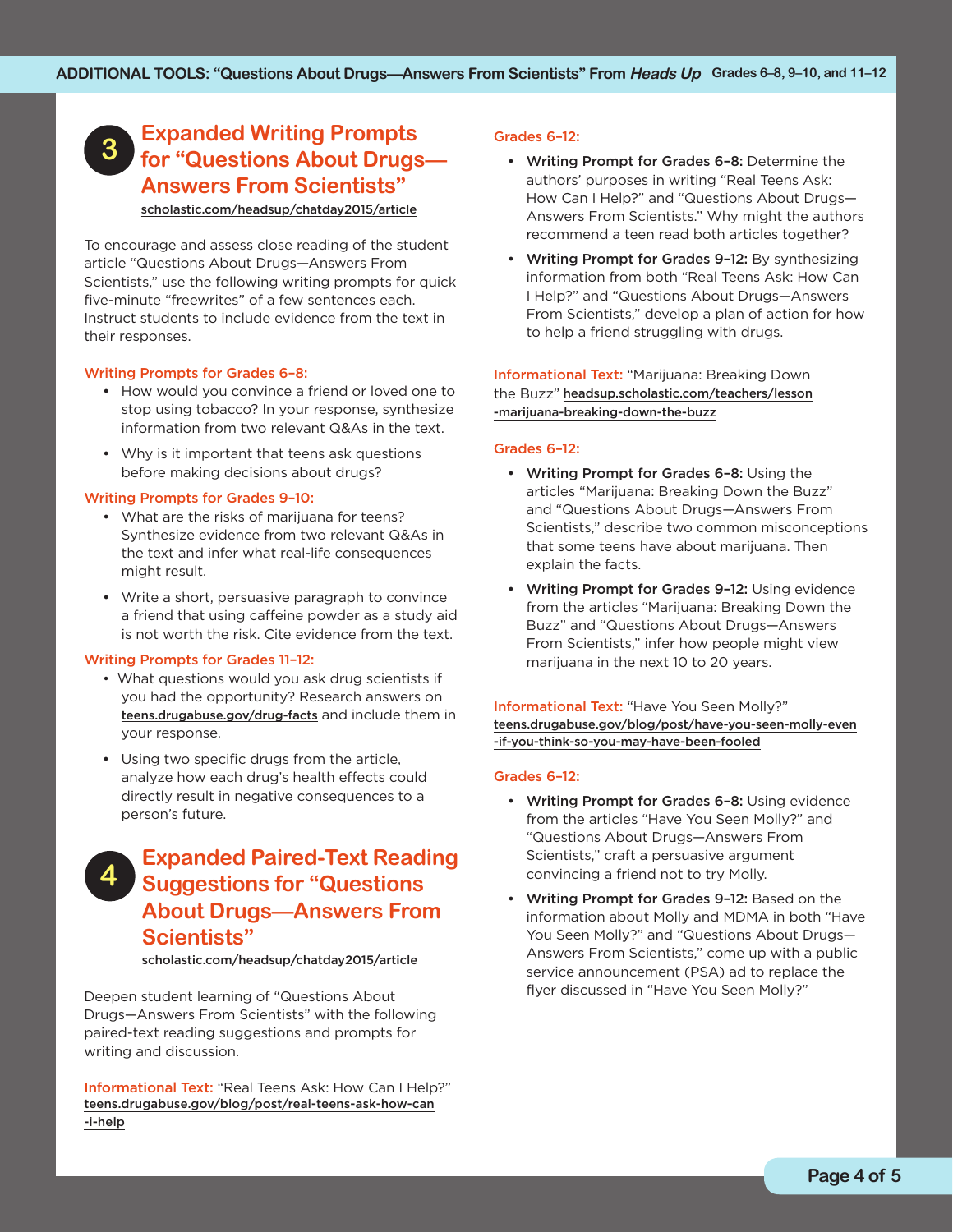## 3 Expanded Writing Prompts for "Questions About Drugs—Answers From Scientists"

scholastic.com/headsup/chatday2015/article

To encourage and assess close reading of the student article "Questions About Drugs—Answers From Scientists," use the following writing prompts for quick five-minute "freewrites" of a few sentences each. Instruct students to include evidence from the text in their responses.

### Writing Prompts for Grades 6–8:

- How would you convince a friend or loved one to stop using tobacco? In your response, synthesize information from two relevant Q&As in the text.
- Why is it important that teens ask questions before making decisions about drugs?

### Writing Prompts for Grades 9–10:

- What are the risks of marijuana for teens? Synthesize evidence from two relevant Q&As in the text and infer what real-life consequences might result.
- Write a short, persuasive paragraph to convince a friend that using caffeine powder as a study aid is not worth the risk. Cite evidence from the text.

### Writing Prompts for Grades 11–12:

- What questions would you ask drug scientists if you had the opportunity? Research answers on teens.drugabuse.gov/drug-facts and include them in your response.
- Using two specific drugs from the article, analyze how each drug's health effects could directly result in negative consequences to a person's future.

## 4 Expanded Paired-Text Reading Suggestions for "Questions About Drugs—Answers From Scientists"

scholastic.com/headsup/chatday2015/article

Deepen student learning of "Questions About Drugs—Answers From Scientists" with the following paired-text reading suggestions and prompts for writing and discussion.

**Informational Text:** "Real Teens Ask: How Can I Help?" teens.drugabuse.gov/blog/post/real-teens-ask-how-can-i-help

### Grades 6–12:

- **Writing Prompt for Grades 6–8:** Determine the authors' purposes in writing "Real Teens Ask: How Can I Help?" and "Questions About Drugs—Answers From Scientists." Why might the authors recommend a teen read both articles together?
- **Writing Prompt for Grades 9–12:** By synthesizing information from both "Real Teens Ask: How Can I Help?" and "Questions About Drugs—Answers From Scientists," develop a plan of action for how to help a friend struggling with drugs.

**Informational Text:** "Marijuana: Breaking Down the Buzz" headsup.scholastic.com/teachers/lesson-marijuana-breaking-down-the-buzz

### Grades 6–12:

- **Writing Prompt for Grades 6–8:** Using the articles "Marijuana: Breaking Down the Buzz" and "Questions About Drugs—Answers From Scientists," describe two common misconceptions that some teens have about marijuana. Then explain the facts.
- **Writing Prompt for Grades 9–12:** Using evidence from the articles "Marijuana: Breaking Down the Buzz" and "Questions About Drugs—Answers From Scientists," infer how people might view marijuana in the next 10 to 20 years.

**Informational Text:** "Have You Seen Molly?" teens.drugabuse.gov/blog/post/have-you-seen-molly-even-if-you-think-so-you-may-have-been-fooled

### Grades 6–12:

- **Writing Prompt for Grades 6–8:** Using evidence from the articles "Have You Seen Molly?" and "Questions About Drugs—Answers From Scientists," craft a persuasive argument convincing a friend not to try Molly.
- **Writing Prompt for Grades 9–12:** Based on the information about Molly and MDMA in both "Have You Seen Molly?" and "Questions About Drugs—Answers From Scientists," come up with a public service announcement (PSA) ad to replace the flyer discussed in "Have You Seen Molly?"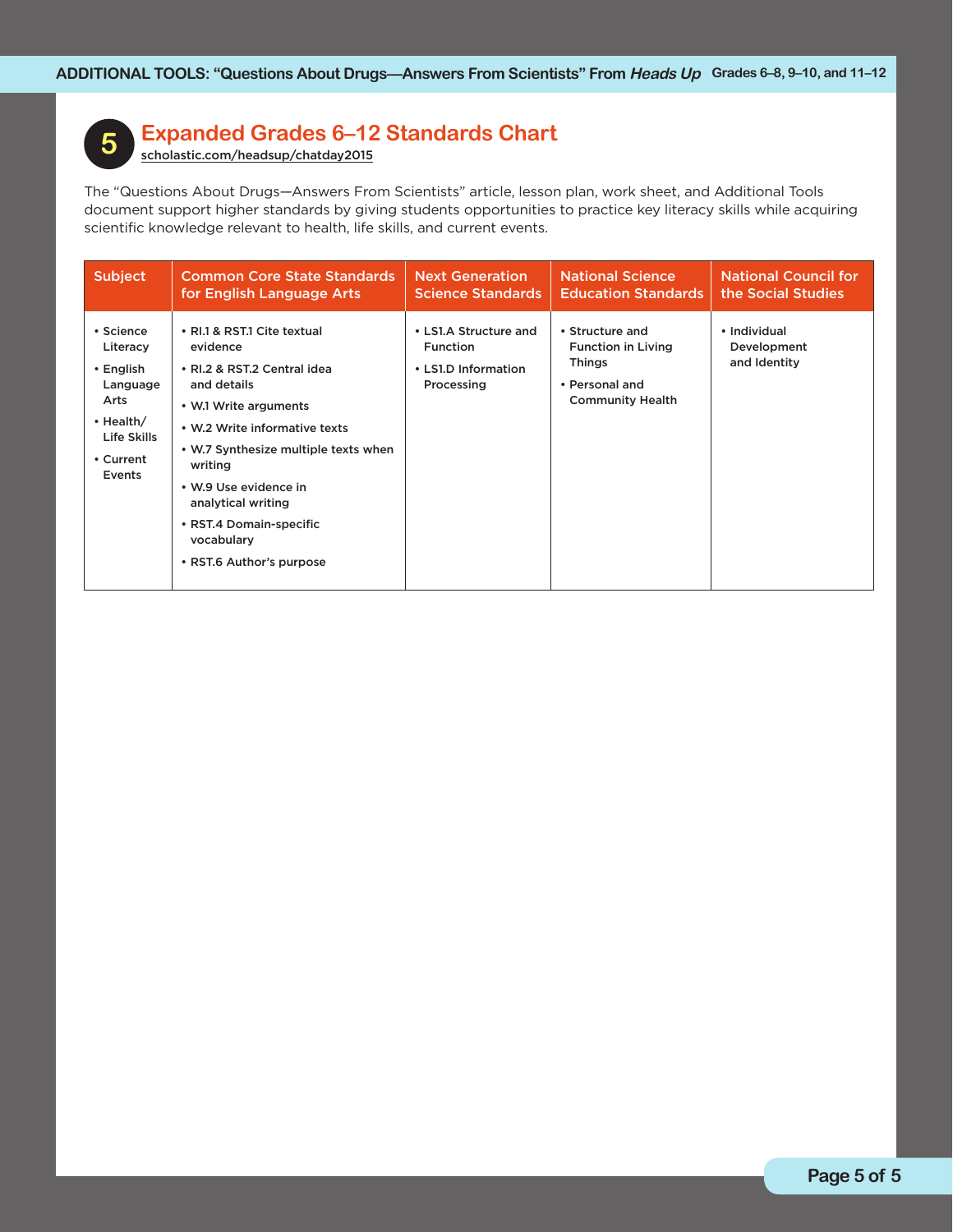## 5 Expanded Grades 6–12 Standards Chart

scholastic.com/headsup/chatday2015

The "Questions About Drugs—Answers From Scientists" article, lesson plan, work sheet, and Additional Tools document support higher standards by giving students opportunities to practice key literacy skills while acquiring scientific knowledge relevant to health, life skills, and current events.

| Subject | Common Core State Standards for English Language Arts | Next Generation Science Standards | National Science Education Standards | National Council for the Social Studies |
|---|---|---|---|---|
| • Science Literacy<br>• English Language Arts<br>• Health/ Life Skills<br>• Current Events | • RI.1 & RST.1 Cite textual evidence<br>• RI.2 & RST.2 Central idea and details<br>• W.1 Write arguments<br>• W.2 Write informative texts<br>• W.7 Synthesize multiple texts when writing<br>• W.9 Use evidence in analytical writing<br>• RST.4 Domain-specific vocabulary<br>• RST.6 Author's purpose | • LS1.A Structure and Function<br>• LS1.D Information Processing | • Structure and Function in Living Things<br>• Personal and Community Health | • Individual Development and Identity |